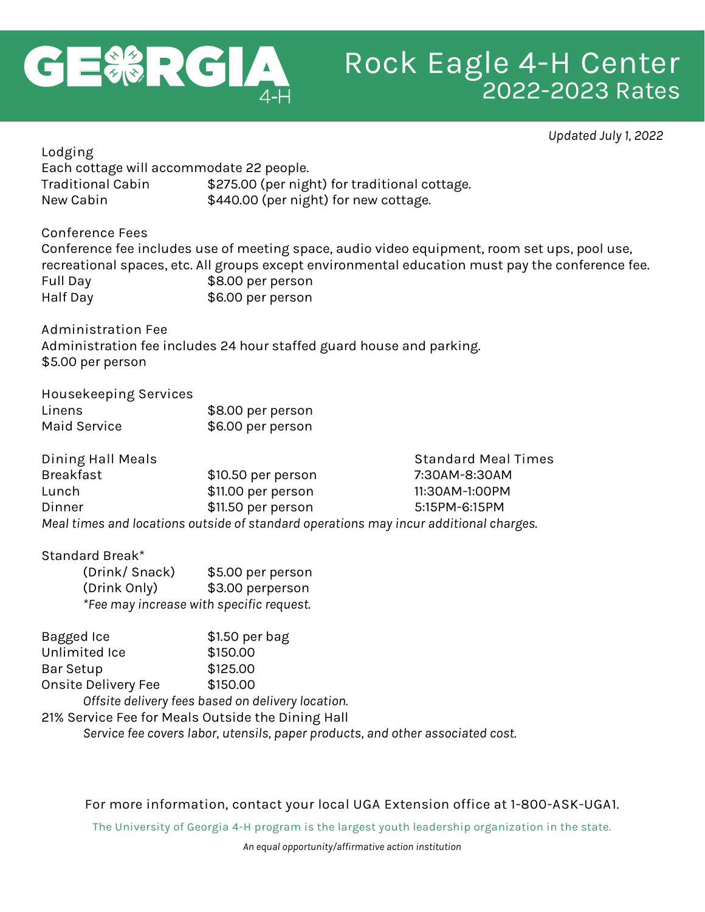# GEORGIA 4-H

# Rock Eagle 4-H Center
## 2022-2023 Rates

*Updated July 1, 2022*

### Lodging

Each cottage will accommodate 22 people.

| | |
|---|---|
| Traditional Cabin | $275.00 (per night) for traditional cottage. |
| New Cabin | $440.00 (per night) for new cottage. |

### Conference Fees

Conference fee includes use of meeting space, audio video equipment, room set ups, pool use, recreational spaces, etc. All groups except environmental education must pay the conference fee.

| | |
|---|---|
| Full Day | $8.00 per person |
| Half Day | $6.00 per person |

### Administration Fee

Administration fee includes 24 hour staffed guard house and parking.

$5.00 per person

### Housekeeping Services

| | |
|---|---|
| Linens | $8.00 per person |
| Maid Service | $6.00 per person |

### Dining Hall Meals

| Dining Hall Meals | | Standard Meal Times |
|---|---|---|
| Breakfast | $10.50 per person | 7:30AM-8:30AM |
| Lunch | $11.00 per person | 11:30AM-1:00PM |
| Dinner | $11.50 per person | 5:15PM-6:15PM |

*Meal times and locations outside of standard operations may incur additional charges.*

### Standard Break*

| | |
|---|---|
| (Drink/ Snack) | $5.00 per person |
| (Drink Only) | $3.00 perperson |

*\*Fee may increase with specific request.*

| | |
|---|---|
| Bagged Ice | $1.50 per bag |
| Unlimited Ice | $150.00 |
| Bar Setup | $125.00 |
| Onsite Delivery Fee | $150.00 |

*Offsite delivery fees based on delivery location.*

21% Service Fee for Meals Outside the Dining Hall

*Service fee covers labor, utensils, paper products, and other associated cost.*

For more information, contact your local UGA Extension office at 1-800-ASK-UGA1.

The University of Georgia 4-H program is the largest youth leadership organization in the state.

*An equal opportunity/affirmative action institution*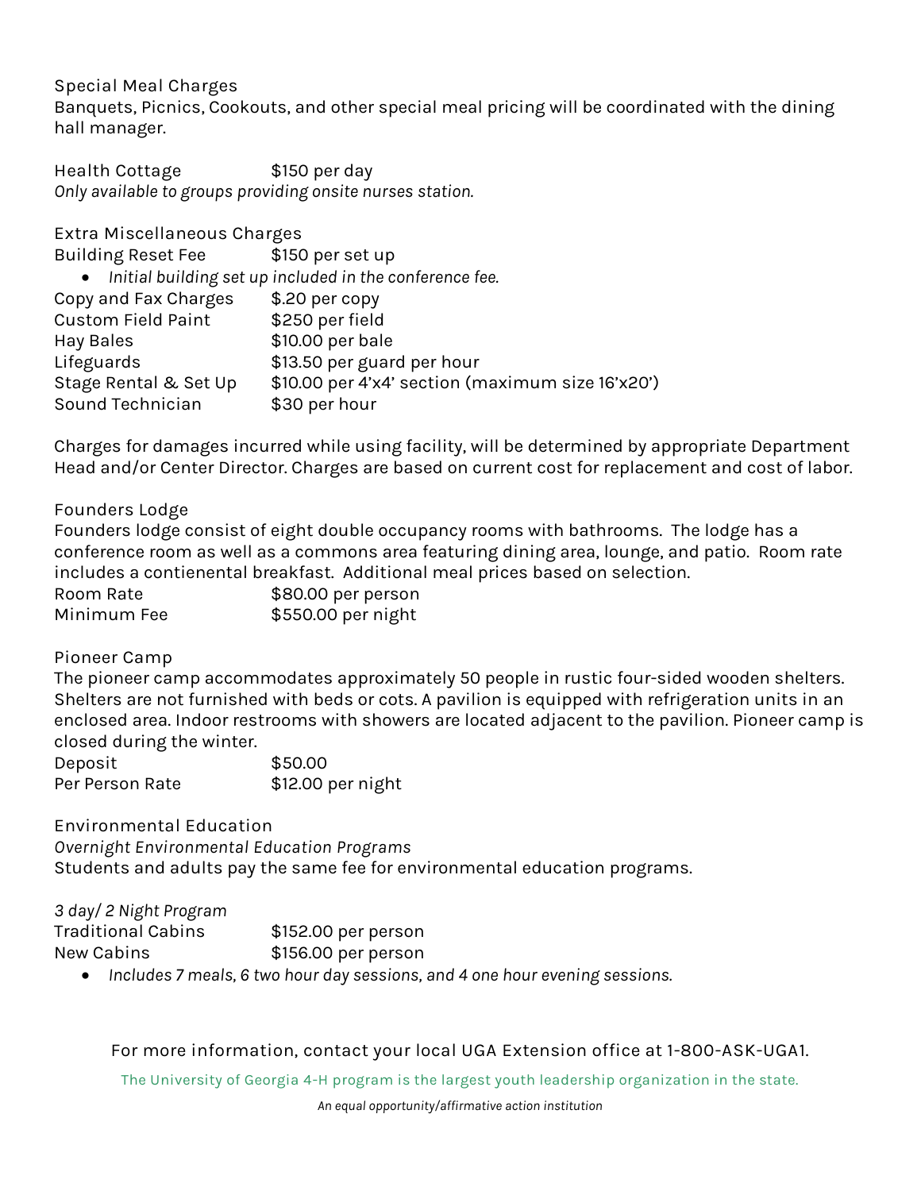## Special Meal Charges

Banquets, Picnics, Cookouts, and other special meal pricing will be coordinated with the dining hall manager.

| | |
|---|---|
| Health Cottage | $150 per day |

*Only available to groups providing onsite nurses station.*

## Extra Miscellaneous Charges

| | |
|---|---|
| Building Reset Fee | $150 per set up |

- *Initial building set up included in the conference fee.*

| | |
|---|---|
| Copy and Fax Charges | $.20 per copy |
| Custom Field Paint | $250 per field |
| Hay Bales | $10.00 per bale |
| Lifeguards | $13.50 per guard per hour |
| Stage Rental & Set Up | $10.00 per 4'x4' section (maximum size 16'x20') |
| Sound Technician | $30 per hour |

Charges for damages incurred while using facility, will be determined by appropriate Department Head and/or Center Director. Charges are based on current cost for replacement and cost of labor.

## Founders Lodge

Founders lodge consist of eight double occupancy rooms with bathrooms. The lodge has a conference room as well as a commons area featuring dining area, lounge, and patio. Room rate includes a contienental breakfast. Additional meal prices based on selection.

| | |
|---|---|
| Room Rate | $80.00 per person |
| Minimum Fee | $550.00 per night |

## Pioneer Camp

The pioneer camp accommodates approximately 50 people in rustic four-sided wooden shelters. Shelters are not furnished with beds or cots. A pavilion is equipped with refrigeration units in an enclosed area. Indoor restrooms with showers are located adjacent to the pavilion. Pioneer camp is closed during the winter.

| | |
|---|---|
| Deposit | $50.00 |
| Per Person Rate | $12.00 per night |

## Environmental Education

*Overnight Environmental Education Programs*

Students and adults pay the same fee for environmental education programs.

*3 day/ 2 Night Program*

| | |
|---|---|
| Traditional Cabins | $152.00 per person |
| New Cabins | $156.00 per person |

- *Includes 7 meals, 6 two hour day sessions, and 4 one hour evening sessions.*

For more information, contact your local UGA Extension office at 1-800-ASK-UGA1.

The University of Georgia 4-H program is the largest youth leadership organization in the state.

*An equal opportunity/affirmative action institution*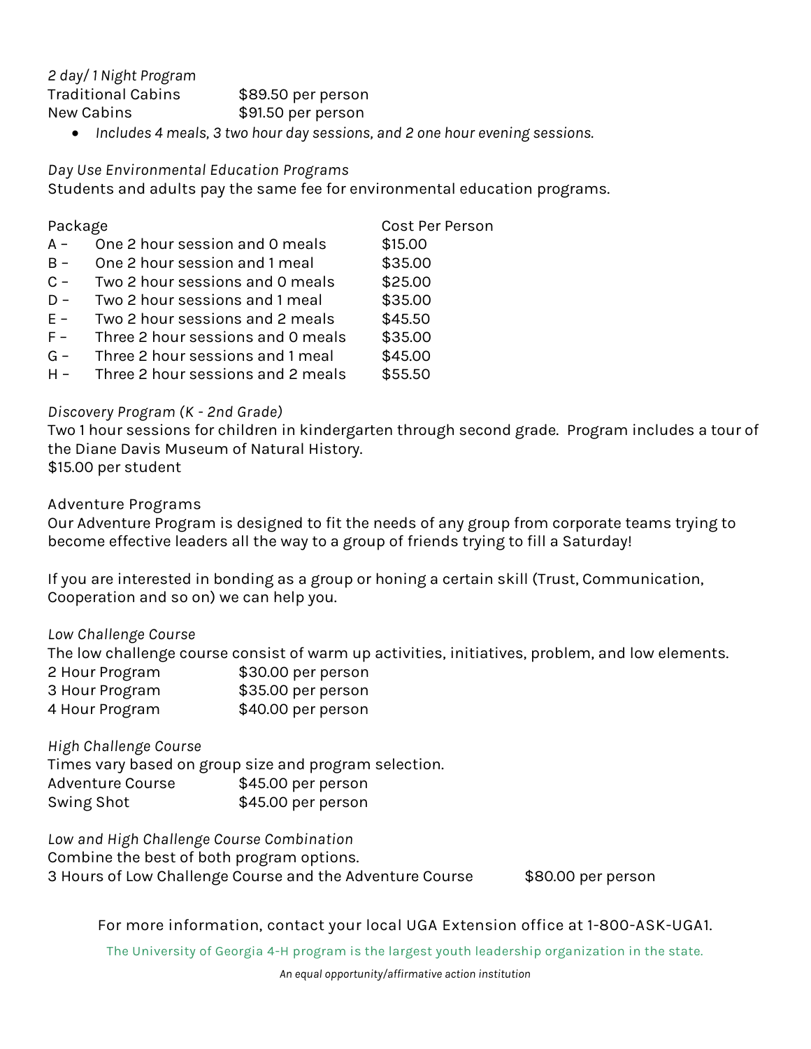*2 day/ 1 Night Program*

| | |
|---|---|
| Traditional Cabins | $89.50 per person |
| New Cabins | $91.50 per person |

- *Includes 4 meals, 3 two hour day sessions, and 2 one hour evening sessions.*

*Day Use Environmental Education Programs*

Students and adults pay the same fee for environmental education programs.

| Package | | Cost Per Person |
|---|---|---|
| A – | One 2 hour session and 0 meals | $15.00 |
| B – | One 2 hour session and 1 meal | $35.00 |
| C – | Two 2 hour sessions and 0 meals | $25.00 |
| D – | Two 2 hour sessions and 1 meal | $35.00 |
| E – | Two 2 hour sessions and 2 meals | $45.50 |
| F – | Three 2 hour sessions and 0 meals | $35.00 |
| G – | Three 2 hour sessions and 1 meal | $45.00 |
| H – | Three 2 hour sessions and 2 meals | $55.50 |

*Discovery Program (K - 2nd Grade)*

Two 1 hour sessions for children in kindergarten through second grade. Program includes a tour of the Diane Davis Museum of Natural History.

$15.00 per student

Adventure Programs

Our Adventure Program is designed to fit the needs of any group from corporate teams trying to become effective leaders all the way to a group of friends trying to fill a Saturday!

If you are interested in bonding as a group or honing a certain skill (Trust, Communication, Cooperation and so on) we can help you.

*Low Challenge Course*

The low challenge course consist of warm up activities, initiatives, problem, and low elements.

| | |
|---|---|
| 2 Hour Program | $30.00 per person |
| 3 Hour Program | $35.00 per person |
| 4 Hour Program | $40.00 per person |

*High Challenge Course*

Times vary based on group size and program selection.

| | |
|---|---|
| Adventure Course | $45.00 per person |
| Swing Shot | $45.00 per person |

*Low and High Challenge Course Combination*

Combine the best of both program options.

3 Hours of Low Challenge Course and the Adventure Course $80.00 per person

For more information, contact your local UGA Extension office at 1-800-ASK-UGA1.

The University of Georgia 4-H program is the largest youth leadership organization in the state.

*An equal opportunity/affirmative action institution*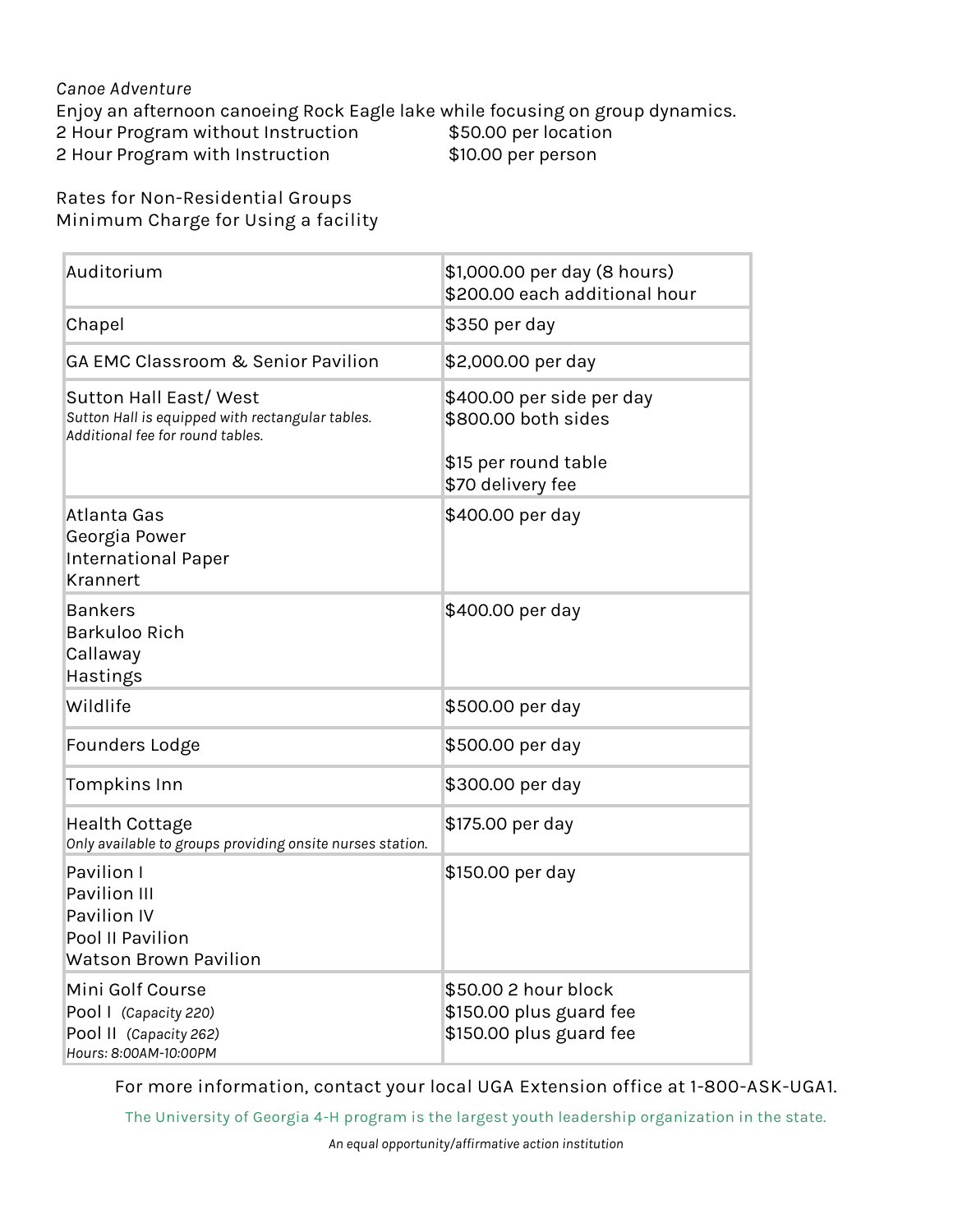*Canoe Adventure*

Enjoy an afternoon canoeing Rock Eagle lake while focusing on group dynamics.

2 Hour Program without Instruction $50.00 per location
2 Hour Program with Instruction $10.00 per person

Rates for Non-Residential Groups
Minimum Charge for Using a facility

| | |
|---|---|
| Auditorium | $1,000.00 per day (8 hours)<br>$200.00 each additional hour |
| Chapel | $350 per day |
| GA EMC Classroom & Senior Pavilion | $2,000.00 per day |
| Sutton Hall East/ West<br>*Sutton Hall is equipped with rectangular tables. Additional fee for round tables.* | $400.00 per side per day<br>$800.00 both sides<br><br>$15 per round table<br>$70 delivery fee |
| Atlanta Gas<br>Georgia Power<br>International Paper<br>Krannert | $400.00 per day |
| Bankers<br>Barkuloo Rich<br>Callaway<br>Hastings | $400.00 per day |
| Wildlife | $500.00 per day |
| Founders Lodge | $500.00 per day |
| Tompkins Inn | $300.00 per day |
| Health Cottage<br>*Only available to groups providing onsite nurses station.* | $175.00 per day |
| Pavilion I<br>Pavilion III<br>Pavilion IV<br>Pool II Pavilion<br>Watson Brown Pavilion | $150.00 per day |
| Mini Golf Course<br>Pool I *(Capacity 220)*<br>Pool II *(Capacity 262)*<br>*Hours: 8:00AM-10:00PM* | $50.00 2 hour block<br>$150.00 plus guard fee<br>$150.00 plus guard fee |

For more information, contact your local UGA Extension office at 1-800-ASK-UGA1.

The University of Georgia 4-H program is the largest youth leadership organization in the state.

*An equal opportunity/affirmative action institution*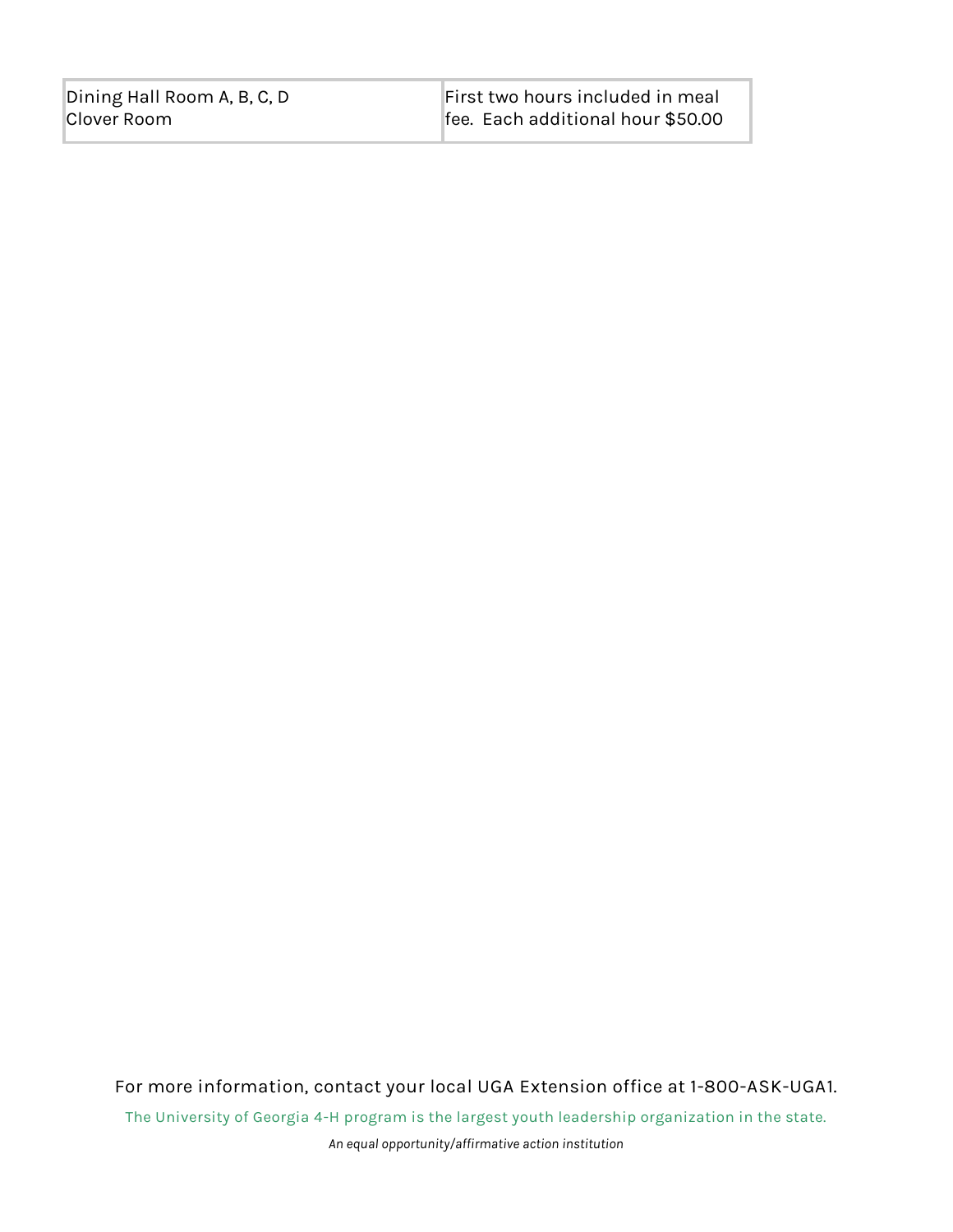| | |
|---|---|
| Dining Hall Room A, B, C, D<br>Clover Room | First two hours included in meal fee. Each additional hour $50.00 |

For more information, contact your local UGA Extension office at 1-800-ASK-UGA1.

The University of Georgia 4-H program is the largest youth leadership organization in the state.

*An equal opportunity/affirmative action institution*